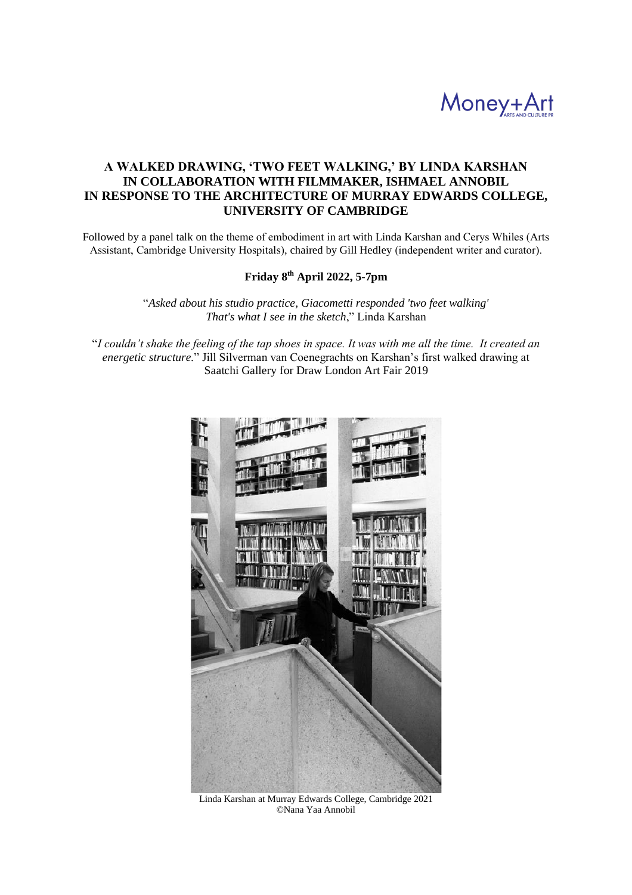Money+Art
ARTS AND CULTURE PR

# A WALKED DRAWING, 'TWO FEET WALKING,' BY LINDA KARSHAN IN COLLABORATION WITH FILMMAKER, ISHMAEL ANNOBIL IN RESPONSE TO THE ARCHITECTURE OF MURRAY EDWARDS COLLEGE, UNIVERSITY OF CAMBRIDGE

Followed by a panel talk on the theme of embodiment in art with Linda Karshan and Cerys Whiles (Arts Assistant, Cambridge University Hospitals), chaired by Gill Hedley (independent writer and curator).

**Friday 8th April 2022, 5-7pm**

"*Asked about his studio practice, Giacometti responded 'two feet walking' That's what I see in the sketch*," Linda Karshan

"*I couldn't shake the feeling of the tap shoes in space. It was with me all the time. It created an energetic structure.*" Jill Silverman van Coenegrachts on Karshan's first walked drawing at Saatchi Gallery for Draw London Art Fair 2019

Linda Karshan at Murray Edwards College, Cambridge 2021
©Nana Yaa Annobil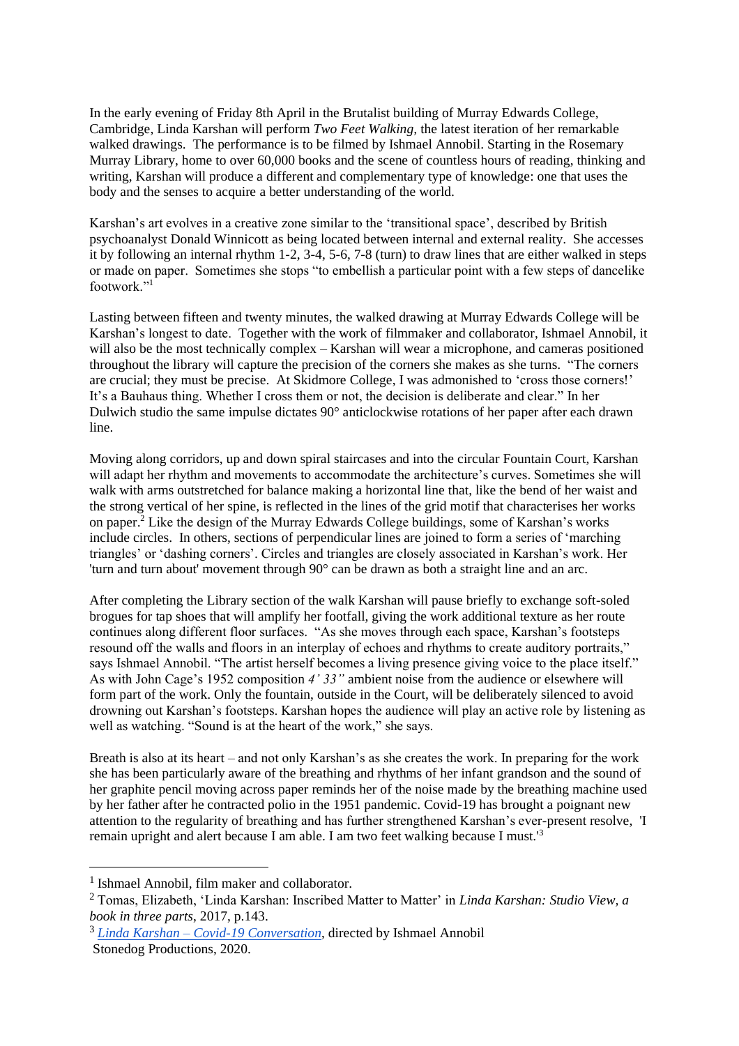In the early evening of Friday 8th April in the Brutalist building of Murray Edwards College, Cambridge, Linda Karshan will perform *Two Feet Walking,* the latest iteration of her remarkable walked drawings. The performance is to be filmed by Ishmael Annobil. Starting in the Rosemary Murray Library, home to over 60,000 books and the scene of countless hours of reading, thinking and writing, Karshan will produce a different and complementary type of knowledge: one that uses the body and the senses to acquire a better understanding of the world.

Karshan's art evolves in a creative zone similar to the 'transitional space', described by British psychoanalyst Donald Winnicott as being located between internal and external reality. She accesses it by following an internal rhythm 1-2, 3-4, 5-6, 7-8 (turn) to draw lines that are either walked in steps or made on paper. Sometimes she stops "to embellish a particular point with a few steps of dancelike footwork."[1]

Lasting between fifteen and twenty minutes, the walked drawing at Murray Edwards College will be Karshan's longest to date. Together with the work of filmmaker and collaborator, Ishmael Annobil, it will also be the most technically complex – Karshan will wear a microphone, and cameras positioned throughout the library will capture the precision of the corners she makes as she turns. "The corners are crucial; they must be precise. At Skidmore College, I was admonished to 'cross those corners!' It's a Bauhaus thing. Whether I cross them or not, the decision is deliberate and clear." In her Dulwich studio the same impulse dictates 90° anticlockwise rotations of her paper after each drawn line.

Moving along corridors, up and down spiral staircases and into the circular Fountain Court, Karshan will adapt her rhythm and movements to accommodate the architecture's curves. Sometimes she will walk with arms outstretched for balance making a horizontal line that, like the bend of her waist and the strong vertical of her spine, is reflected in the lines of the grid motif that characterises her works on paper.[2] Like the design of the Murray Edwards College buildings, some of Karshan's works include circles. In others, sections of perpendicular lines are joined to form a series of 'marching triangles' or 'dashing corners'. Circles and triangles are closely associated in Karshan's work. Her 'turn and turn about' movement through 90° can be drawn as both a straight line and an arc.

After completing the Library section of the walk Karshan will pause briefly to exchange soft-soled brogues for tap shoes that will amplify her footfall, giving the work additional texture as her route continues along different floor surfaces. "As she moves through each space, Karshan's footsteps resound off the walls and floors in an interplay of echoes and rhythms to create auditory portraits," says Ishmael Annobil. "The artist herself becomes a living presence giving voice to the place itself." As with John Cage's 1952 composition *4' 33"* ambient noise from the audience or elsewhere will form part of the work. Only the fountain, outside in the Court, will be deliberately silenced to avoid drowning out Karshan's footsteps. Karshan hopes the audience will play an active role by listening as well as watching. "Sound is at the heart of the work," she says.

Breath is also at its heart – and not only Karshan's as she creates the work. In preparing for the work she has been particularly aware of the breathing and rhythms of her infant grandson and the sound of her graphite pencil moving across paper reminds her of the noise made by the breathing machine used by her father after he contracted polio in the 1951 pandemic. Covid-19 has brought a poignant new attention to the regularity of breathing and has further strengthened Karshan's ever-present resolve, 'I remain upright and alert because I am able. I am two feet walking because I must.'[3]

---

[1] Ishmael Annobil, film maker and collaborator.

[2] Tomas, Elizabeth, 'Linda Karshan: Inscribed Matter to Matter' in *Linda Karshan: Studio View, a book in three parts*, 2017, p.143.

[3] *Linda Karshan – Covid-19 Conversation*, directed by Ishmael Annobil Stonedog Productions, 2020.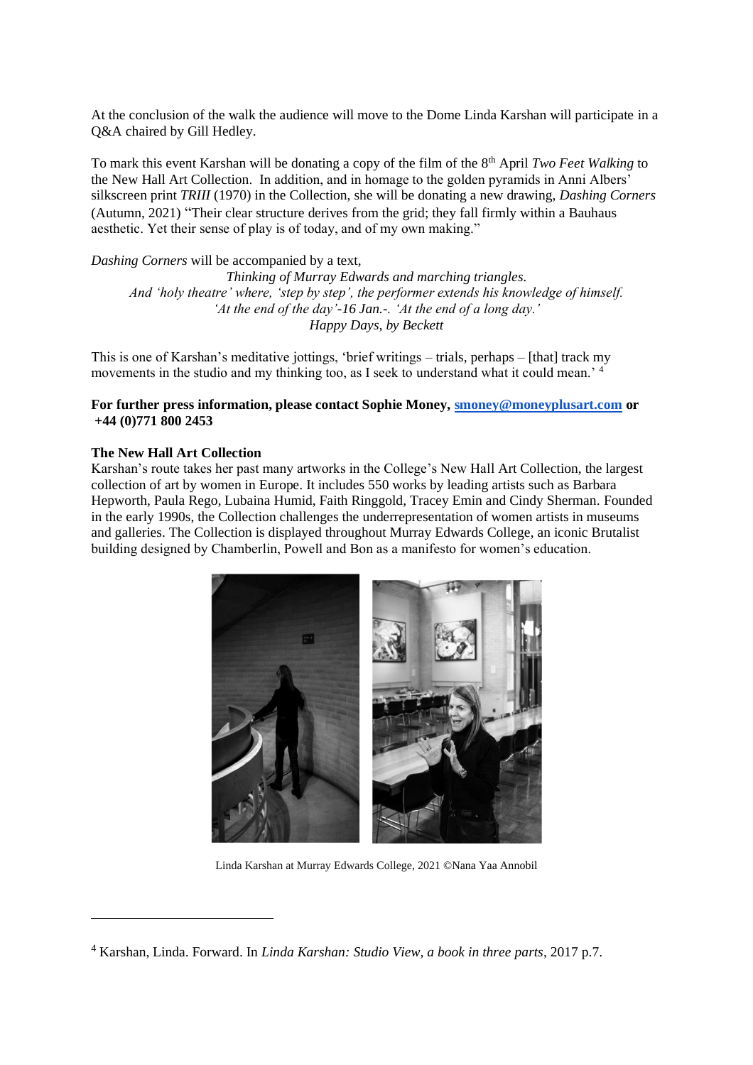At the conclusion of the walk the audience will move to the Dome Linda Karshan will participate in a Q&A chaired by Gill Hedley.

To mark this event Karshan will be donating a copy of the film of the 8th April *Two Feet Walking* to the New Hall Art Collection. In addition, and in homage to the golden pyramids in Anni Albers' silkscreen print *TRIII* (1970) in the Collection, she will be donating a new drawing, *Dashing Corners* (Autumn, 2021) "Their clear structure derives from the grid; they fall firmly within a Bauhaus aesthetic. Yet their sense of play is of today, and of my own making."

*Dashing Corners* will be accompanied by a text,

*Thinking of Murray Edwards and marching triangles.*
*And 'holy theatre' where, 'step by step', the performer extends his knowledge of himself.*
*'At the end of the day'-16 Jan.-. 'At the end of a long day.'*
*Happy Days, by Beckett*

This is one of Karshan's meditative jottings, 'brief writings – trials, perhaps – [that] track my movements in the studio and my thinking too, as I seek to understand what it could mean.' [4]

**For further press information, please contact Sophie Money, smoney@moneyplusart.com or +44 (0)771 800 2453**

**The New Hall Art Collection**

Karshan's route takes her past many artworks in the College's New Hall Art Collection, the largest collection of art by women in Europe. It includes 550 works by leading artists such as Barbara Hepworth, Paula Rego, Lubaina Humid, Faith Ringgold, Tracey Emin and Cindy Sherman. Founded in the early 1990s, the Collection challenges the underrepresentation of women artists in museums and galleries. The Collection is displayed throughout Murray Edwards College, an iconic Brutalist building designed by Chamberlin, Powell and Bon as a manifesto for women's education.

Linda Karshan at Murray Edwards College, 2021 ©Nana Yaa Annobil

[4] Karshan, Linda. Forward. In *Linda Karshan: Studio View, a book in three parts*, 2017 p.7.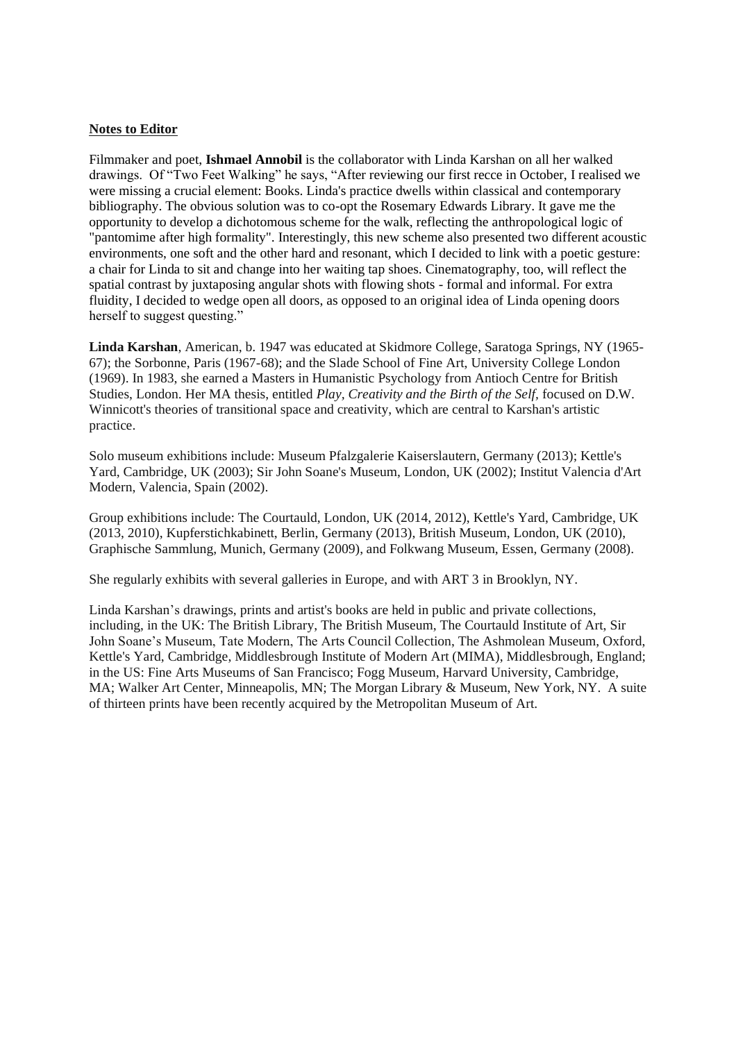**<u>Notes to Editor</u>**

Filmmaker and poet, **Ishmael Annobil** is the collaborator with Linda Karshan on all her walked drawings. Of "Two Feet Walking" he says, "After reviewing our first recce in October, I realised we were missing a crucial element: Books. Linda's practice dwells within classical and contemporary bibliography. The obvious solution was to co-opt the Rosemary Edwards Library. It gave me the opportunity to develop a dichotomous scheme for the walk, reflecting the anthropological logic of "pantomime after high formality". Interestingly, this new scheme also presented two different acoustic environments, one soft and the other hard and resonant, which I decided to link with a poetic gesture: a chair for Linda to sit and change into her waiting tap shoes. Cinematography, too, will reflect the spatial contrast by juxtaposing angular shots with flowing shots - formal and informal. For extra fluidity, I decided to wedge open all doors, as opposed to an original idea of Linda opening doors herself to suggest questing."

**Linda Karshan**, American, b. 1947 was educated at Skidmore College, Saratoga Springs, NY (1965-67); the Sorbonne, Paris (1967-68); and the Slade School of Fine Art, University College London (1969). In 1983, she earned a Masters in Humanistic Psychology from Antioch Centre for British Studies, London. Her MA thesis, entitled *Play, Creativity and the Birth of the Self*, focused on D.W. Winnicott's theories of transitional space and creativity, which are central to Karshan's artistic practice.

Solo museum exhibitions include: Museum Pfalzgalerie Kaiserslautern, Germany (2013); Kettle's Yard, Cambridge, UK (2003); Sir John Soane's Museum, London, UK (2002); Institut Valencia d'Art Modern, Valencia, Spain (2002).

Group exhibitions include: The Courtauld, London, UK (2014, 2012), Kettle's Yard, Cambridge, UK (2013, 2010), Kupferstichkabinett, Berlin, Germany (2013), British Museum, London, UK (2010), Graphische Sammlung, Munich, Germany (2009), and Folkwang Museum, Essen, Germany (2008).

She regularly exhibits with several galleries in Europe, and with ART 3 in Brooklyn, NY.

Linda Karshan's drawings, prints and artist's books are held in public and private collections, including, in the UK: The British Library, The British Museum, The Courtauld Institute of Art, Sir John Soane's Museum, Tate Modern, The Arts Council Collection, The Ashmolean Museum, Oxford, Kettle's Yard, Cambridge, Middlesbrough Institute of Modern Art (MIMA), Middlesbrough, England; in the US: Fine Arts Museums of San Francisco; Fogg Museum, Harvard University, Cambridge, MA; Walker Art Center, Minneapolis, MN; The Morgan Library & Museum, New York, NY. A suite of thirteen prints have been recently acquired by the Metropolitan Museum of Art.